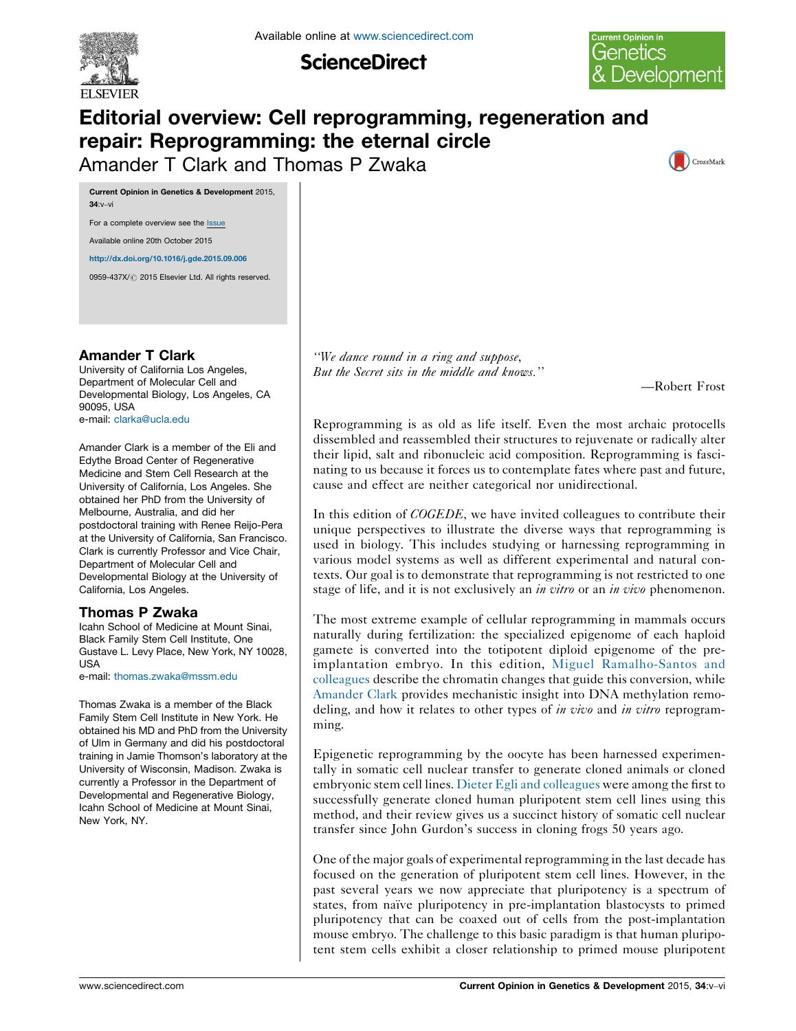# Editorial overview: Cell reprogramming, regeneration and repair: Reprogramming: the eternal circle

Amander T Clark and Thomas P Zwaka

Current Opinion in Genetics & Development 2015, 34:v–vi

For a complete overview see the Issue

Available online 20th October 2015

http://dx.doi.org/10.1016/j.gde.2015.09.006

0959-437X/© 2015 Elsevier Ltd. All rights reserved.

### Amander T Clark

University of California Los Angeles, Department of Molecular Cell and Developmental Biology, Los Angeles, CA 90095, USA
e-mail: clarka@ucla.edu

Amander Clark is a member of the Eli and Edythe Broad Center of Regenerative Medicine and Stem Cell Research at the University of California, Los Angeles. She obtained her PhD from the University of Melbourne, Australia, and did her postdoctoral training with Renee Reijo-Pera at the University of California, San Francisco. Clark is currently Professor and Vice Chair, Department of Molecular Cell and Developmental Biology at the University of California, Los Angeles.

### Thomas P Zwaka

Icahn School of Medicine at Mount Sinai, Black Family Stem Cell Institute, One Gustave L. Levy Place, New York, NY 10028, USA
e-mail: thomas.zwaka@mssm.edu

Thomas Zwaka is a member of the Black Family Stem Cell Institute in New York. He obtained his MD and PhD from the University of Ulm in Germany and did his postdoctoral training in Jamie Thomson's laboratory at the University of Wisconsin, Madison. Zwaka is currently a Professor in the Department of Developmental and Regenerative Biology, Icahn School of Medicine at Mount Sinai, New York, NY.

*''We dance round in a ring and suppose,*
*But the Secret sits in the middle and knows.''*

—Robert Frost

Reprogramming is as old as life itself. Even the most archaic protocells dissembled and reassembled their structures to rejuvenate or radically alter their lipid, salt and ribonucleic acid composition. Reprogramming is fascinating to us because it forces us to contemplate fates where past and future, cause and effect are neither categorical nor unidirectional.

In this edition of *COGEDE*, we have invited colleagues to contribute their unique perspectives to illustrate the diverse ways that reprogramming is used in biology. This includes studying or harnessing reprogramming in various model systems as well as different experimental and natural contexts. Our goal is to demonstrate that reprogramming is not restricted to one stage of life, and it is not exclusively an *in vitro* or an *in vivo* phenomenon.

The most extreme example of cellular reprogramming in mammals occurs naturally during fertilization: the specialized epigenome of each haploid gamete is converted into the totipotent diploid epigenome of the pre-implantation embryo. In this edition, Miguel Ramalho-Santos and colleagues describe the chromatin changes that guide this conversion, while Amander Clark provides mechanistic insight into DNA methylation remodeling, and how it relates to other types of *in vivo* and *in vitro* reprogramming.

Epigenetic reprogramming by the oocyte has been harnessed experimentally in somatic cell nuclear transfer to generate cloned animals or cloned embryonic stem cell lines. Dieter Egli and colleagues were among the first to successfully generate cloned human pluripotent stem cell lines using this method, and their review gives us a succinct history of somatic cell nuclear transfer since John Gurdon's success in cloning frogs 50 years ago.

One of the major goals of experimental reprogramming in the last decade has focused on the generation of pluripotent stem cell lines. However, in the past several years we now appreciate that pluripotency is a spectrum of states, from naïve pluripotency in pre-implantation blastocysts to primed pluripotency that can be coaxed out of cells from the post-implantation mouse embryo. The challenge to this basic paradigm is that human pluripotent stem cells exhibit a closer relationship to primed mouse pluripotent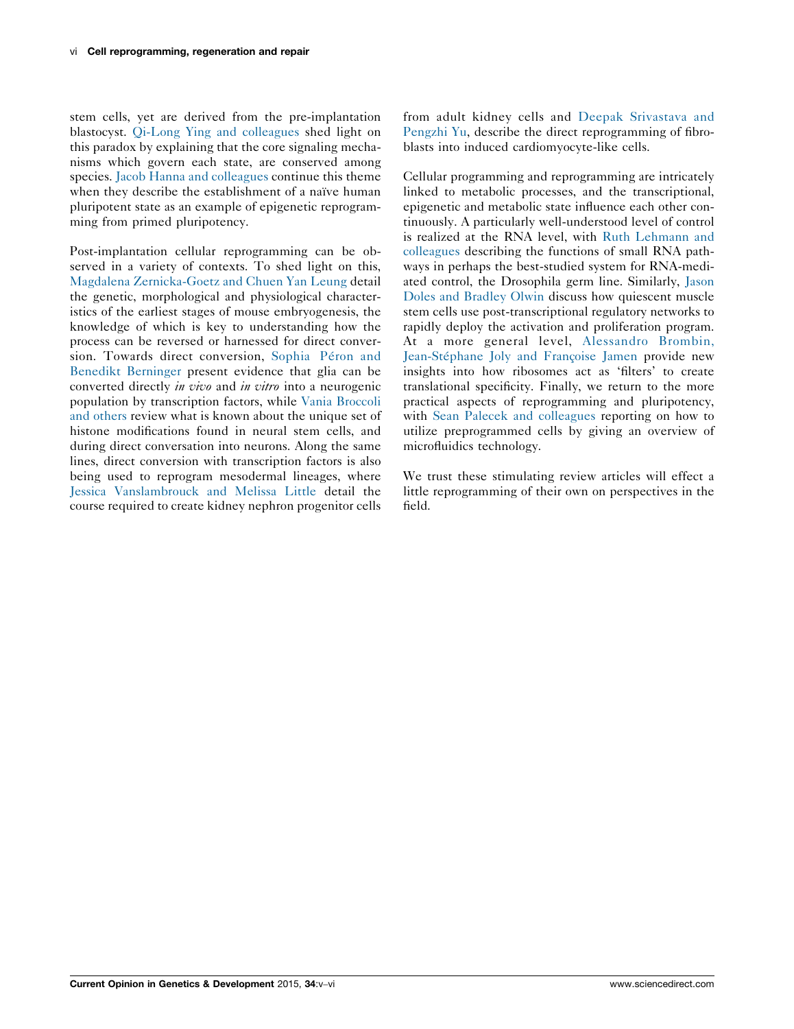stem cells, yet are derived from the pre-implantation blastocyst. Qi-Long Ying and colleagues shed light on this paradox by explaining that the core signaling mechanisms which govern each state, are conserved among species. Jacob Hanna and colleagues continue this theme when they describe the establishment of a naïve human pluripotent state as an example of epigenetic reprogramming from primed pluripotency.

Post-implantation cellular reprogramming can be observed in a variety of contexts. To shed light on this, Magdalena Zernicka-Goetz and Chuen Yan Leung detail the genetic, morphological and physiological characteristics of the earliest stages of mouse embryogenesis, the knowledge of which is key to understanding how the process can be reversed or harnessed for direct conversion. Towards direct conversion, Sophia Péron and Benedikt Berninger present evidence that glia can be converted directly *in vivo* and *in vitro* into a neurogenic population by transcription factors, while Vania Broccoli and others review what is known about the unique set of histone modifications found in neural stem cells, and during direct conversation into neurons. Along the same lines, direct conversion with transcription factors is also being used to reprogram mesodermal lineages, where Jessica Vanslambrouck and Melissa Little detail the course required to create kidney nephron progenitor cells from adult kidney cells and Deepak Srivastava and Pengzhi Yu, describe the direct reprogramming of fibroblasts into induced cardiomyocyte-like cells.

Cellular programming and reprogramming are intricately linked to metabolic processes, and the transcriptional, epigenetic and metabolic state influence each other continuously. A particularly well-understood level of control is realized at the RNA level, with Ruth Lehmann and colleagues describing the functions of small RNA pathways in perhaps the best-studied system for RNA-mediated control, the Drosophila germ line. Similarly, Jason Doles and Bradley Olwin discuss how quiescent muscle stem cells use post-transcriptional regulatory networks to rapidly deploy the activation and proliferation program. At a more general level, Alessandro Brombin, Jean-Stéphane Joly and Françoise Jamen provide new insights into how ribosomes act as 'filters' to create translational specificity. Finally, we return to the more practical aspects of reprogramming and pluripotency, with Sean Palecek and colleagues reporting on how to utilize preprogrammed cells by giving an overview of microfluidics technology.

We trust these stimulating review articles will effect a little reprogramming of their own on perspectives in the field.